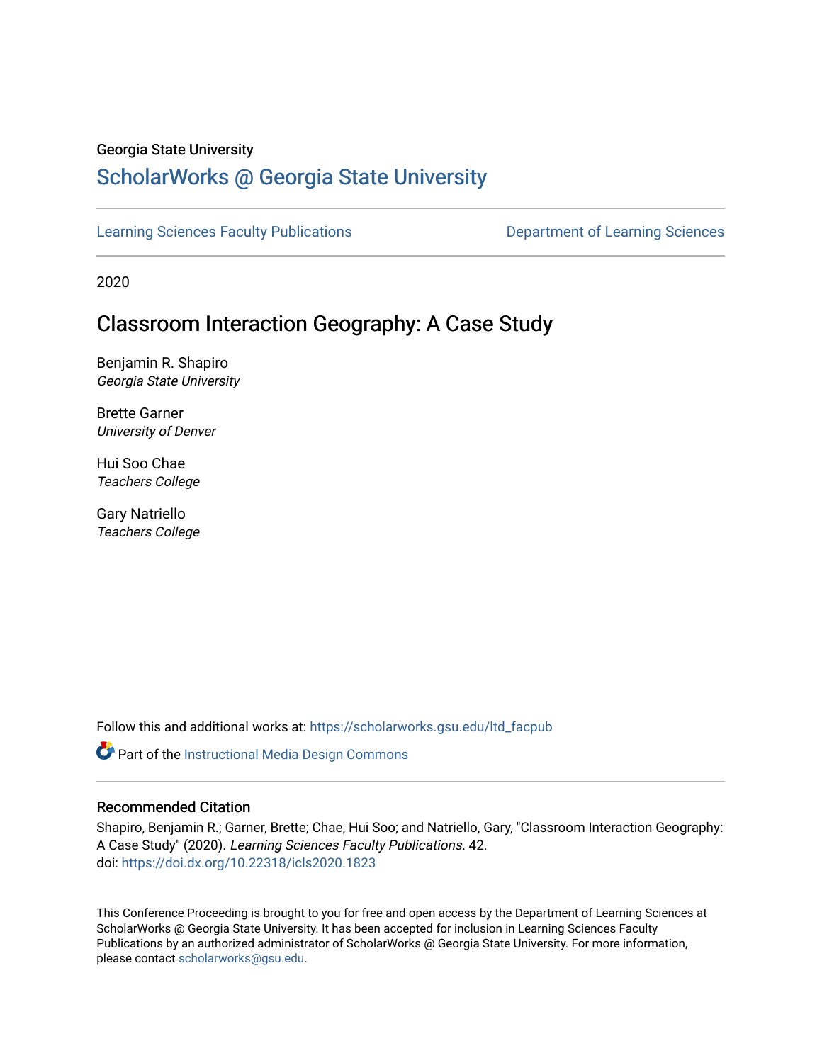Georgia State University

# ScholarWorks @ Georgia State University

Learning Sciences Faculty Publications | Department of Learning Sciences

2020

## Classroom Interaction Geography: A Case Study

Benjamin R. Shapiro
*Georgia State University*

Brette Garner
*University of Denver*

Hui Soo Chae
*Teachers College*

Gary Natriello
*Teachers College*

Follow this and additional works at: https://scholarworks.gsu.edu/ltd_facpub

Part of the Instructional Media Design Commons

### Recommended Citation

Shapiro, Benjamin R.; Garner, Brette; Chae, Hui Soo; and Natriello, Gary, "Classroom Interaction Geography: A Case Study" (2020). *Learning Sciences Faculty Publications*. 42.
doi: https://doi.dx.org/10.22318/icls2020.1823

This Conference Proceeding is brought to you for free and open access by the Department of Learning Sciences at ScholarWorks @ Georgia State University. It has been accepted for inclusion in Learning Sciences Faculty Publications by an authorized administrator of ScholarWorks @ Georgia State University. For more information, please contact scholarworks@gsu.edu.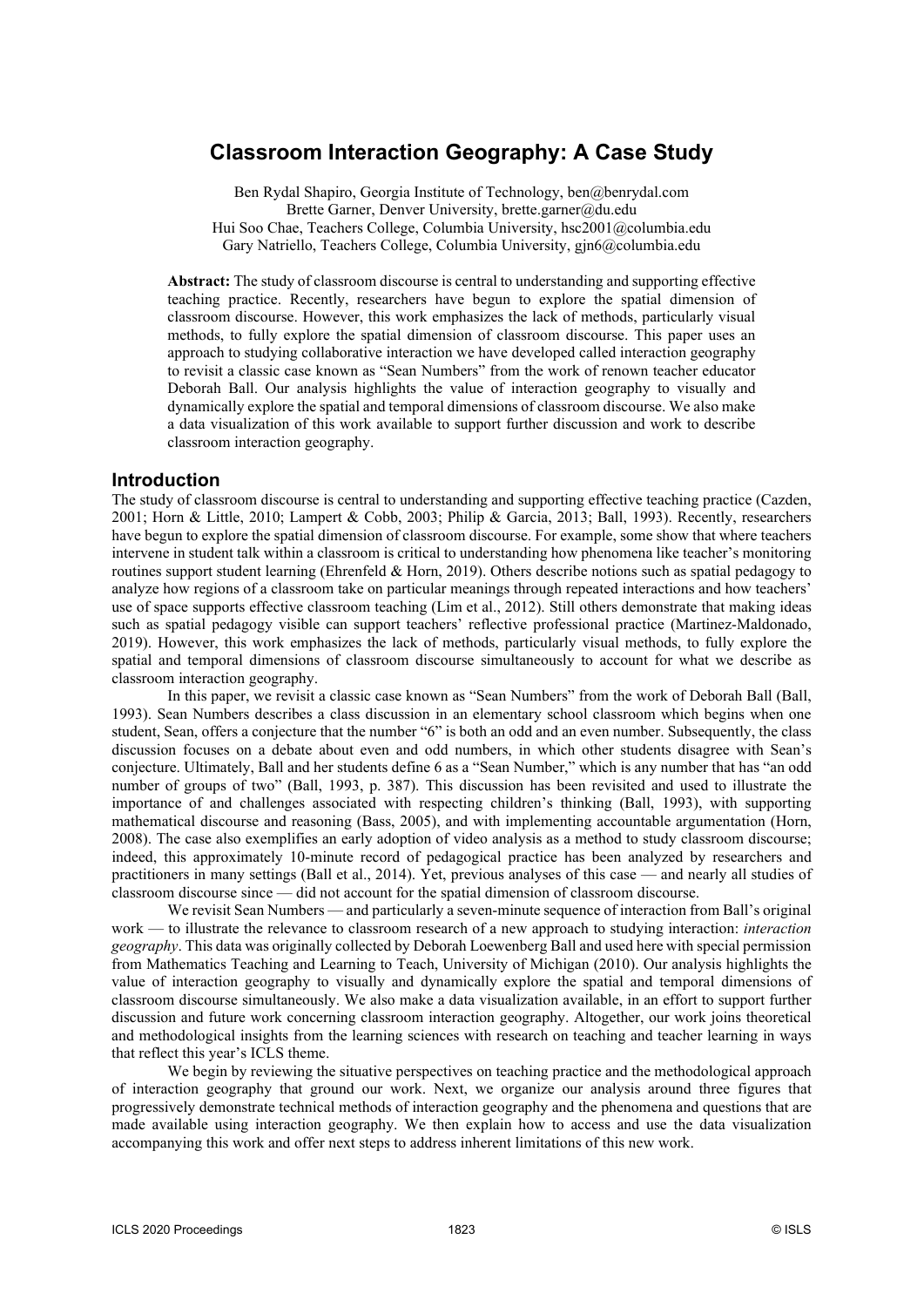# Classroom Interaction Geography: A Case Study

Ben Rydal Shapiro, Georgia Institute of Technology, ben@benrydal.com
Brette Garner, Denver University, brette.garner@du.edu
Hui Soo Chae, Teachers College, Columbia University, hsc2001@columbia.edu
Gary Natriello, Teachers College, Columbia University, gjn6@columbia.edu

**Abstract:** The study of classroom discourse is central to understanding and supporting effective teaching practice. Recently, researchers have begun to explore the spatial dimension of classroom discourse. However, this work emphasizes the lack of methods, particularly visual methods, to fully explore the spatial dimension of classroom discourse. This paper uses an approach to studying collaborative interaction we have developed called interaction geography to revisit a classic case known as "Sean Numbers" from the work of renown teacher educator Deborah Ball. Our analysis highlights the value of interaction geography to visually and dynamically explore the spatial and temporal dimensions of classroom discourse. We also make a data visualization of this work available to support further discussion and work to describe classroom interaction geography.

## Introduction

The study of classroom discourse is central to understanding and supporting effective teaching practice (Cazden, 2001; Horn & Little, 2010; Lampert & Cobb, 2003; Philip & Garcia, 2013; Ball, 1993). Recently, researchers have begun to explore the spatial dimension of classroom discourse. For example, some show that where teachers intervene in student talk within a classroom is critical to understanding how phenomena like teacher's monitoring routines support student learning (Ehrenfeld & Horn, 2019). Others describe notions such as spatial pedagogy to analyze how regions of a classroom take on particular meanings through repeated interactions and how teachers' use of space supports effective classroom teaching (Lim et al., 2012). Still others demonstrate that making ideas such as spatial pedagogy visible can support teachers' reflective professional practice (Martinez-Maldonado, 2019). However, this work emphasizes the lack of methods, particularly visual methods, to fully explore the spatial and temporal dimensions of classroom discourse simultaneously to account for what we describe as classroom interaction geography.

In this paper, we revisit a classic case known as "Sean Numbers" from the work of Deborah Ball (Ball, 1993). Sean Numbers describes a class discussion in an elementary school classroom which begins when one student, Sean, offers a conjecture that the number "6" is both an odd and an even number. Subsequently, the class discussion focuses on a debate about even and odd numbers, in which other students disagree with Sean's conjecture. Ultimately, Ball and her students define 6 as a "Sean Number," which is any number that has "an odd number of groups of two" (Ball, 1993, p. 387). This discussion has been revisited and used to illustrate the importance of and challenges associated with respecting children's thinking (Ball, 1993), with supporting mathematical discourse and reasoning (Bass, 2005), and with implementing accountable argumentation (Horn, 2008). The case also exemplifies an early adoption of video analysis as a method to study classroom discourse; indeed, this approximately 10-minute record of pedagogical practice has been analyzed by researchers and practitioners in many settings (Ball et al., 2014). Yet, previous analyses of this case — and nearly all studies of classroom discourse since — did not account for the spatial dimension of classroom discourse.

We revisit Sean Numbers — and particularly a seven-minute sequence of interaction from Ball's original work — to illustrate the relevance to classroom research of a new approach to studying interaction: *interaction geography*. This data was originally collected by Deborah Loewenberg Ball and used here with special permission from Mathematics Teaching and Learning to Teach, University of Michigan (2010). Our analysis highlights the value of interaction geography to visually and dynamically explore the spatial and temporal dimensions of classroom discourse simultaneously. We also make a data visualization available, in an effort to support further discussion and future work concerning classroom interaction geography. Altogether, our work joins theoretical and methodological insights from the learning sciences with research on teaching and teacher learning in ways that reflect this year's ICLS theme.

We begin by reviewing the situative perspectives on teaching practice and the methodological approach of interaction geography that ground our work. Next, we organize our analysis around three figures that progressively demonstrate technical methods of interaction geography and the phenomena and questions that are made available using interaction geography. We then explain how to access and use the data visualization accompanying this work and offer next steps to address inherent limitations of this new work.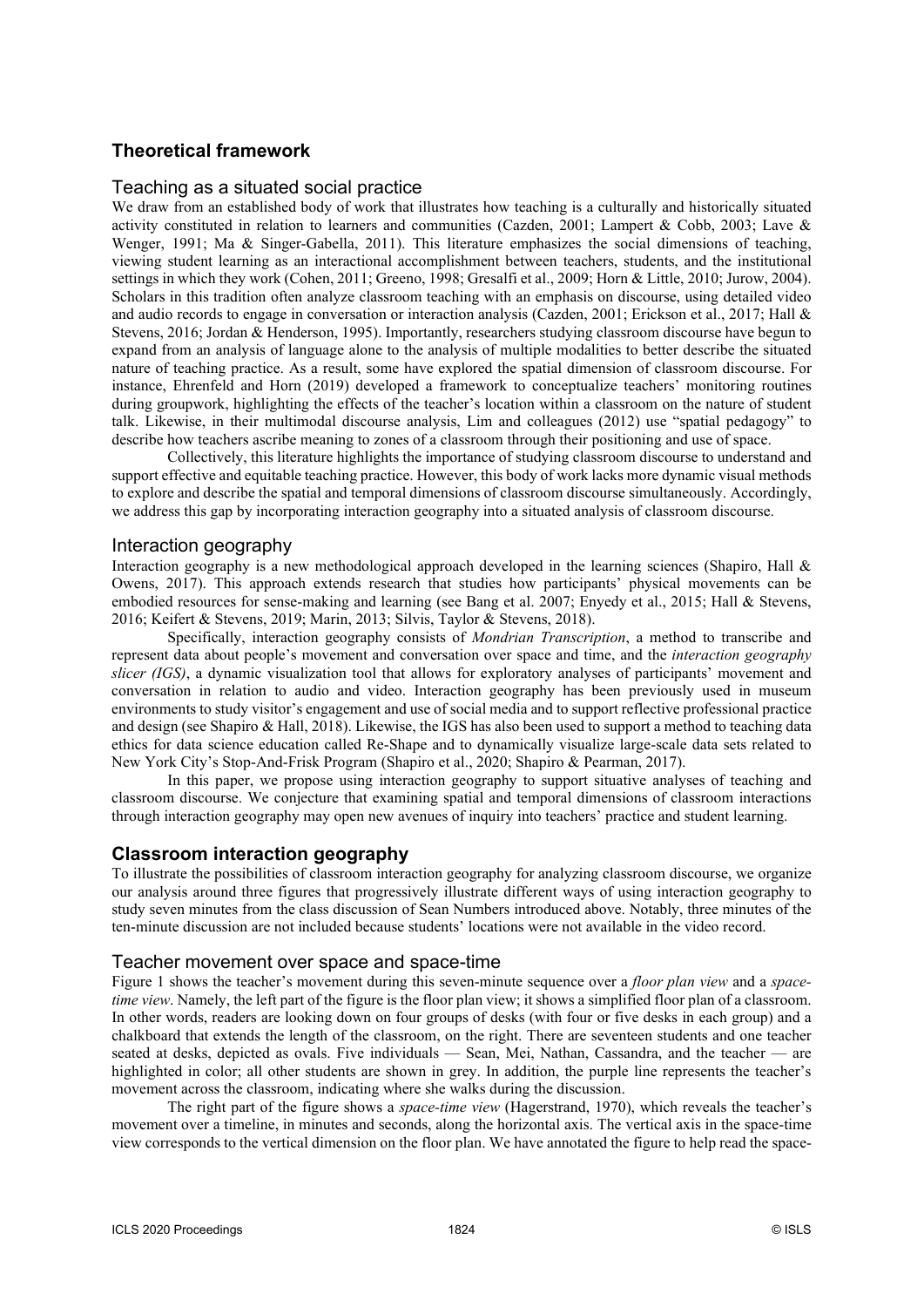## Theoretical framework

### Teaching as a situated social practice

We draw from an established body of work that illustrates how teaching is a culturally and historically situated activity constituted in relation to learners and communities (Cazden, 2001; Lampert & Cobb, 2003; Lave & Wenger, 1991; Ma & Singer-Gabella, 2011). This literature emphasizes the social dimensions of teaching, viewing student learning as an interactional accomplishment between teachers, students, and the institutional settings in which they work (Cohen, 2011; Greeno, 1998; Gresalfi et al., 2009; Horn & Little, 2010; Jurow, 2004). Scholars in this tradition often analyze classroom teaching with an emphasis on discourse, using detailed video and audio records to engage in conversation or interaction analysis (Cazden, 2001; Erickson et al., 2017; Hall & Stevens, 2016; Jordan & Henderson, 1995). Importantly, researchers studying classroom discourse have begun to expand from an analysis of language alone to the analysis of multiple modalities to better describe the situated nature of teaching practice. As a result, some have explored the spatial dimension of classroom discourse. For instance, Ehrenfeld and Horn (2019) developed a framework to conceptualize teachers' monitoring routines during groupwork, highlighting the effects of the teacher's location within a classroom on the nature of student talk. Likewise, in their multimodal discourse analysis, Lim and colleagues (2012) use "spatial pedagogy" to describe how teachers ascribe meaning to zones of a classroom through their positioning and use of space.

Collectively, this literature highlights the importance of studying classroom discourse to understand and support effective and equitable teaching practice. However, this body of work lacks more dynamic visual methods to explore and describe the spatial and temporal dimensions of classroom discourse simultaneously. Accordingly, we address this gap by incorporating interaction geography into a situated analysis of classroom discourse.

### Interaction geography

Interaction geography is a new methodological approach developed in the learning sciences (Shapiro, Hall & Owens, 2017). This approach extends research that studies how participants' physical movements can be embodied resources for sense-making and learning (see Bang et al. 2007; Enyedy et al., 2015; Hall & Stevens, 2016; Keifert & Stevens, 2019; Marin, 2013; Silvis, Taylor & Stevens, 2018).

Specifically, interaction geography consists of *Mondrian Transcription*, a method to transcribe and represent data about people's movement and conversation over space and time, and the *interaction geography slicer (IGS)*, a dynamic visualization tool that allows for exploratory analyses of participants' movement and conversation in relation to audio and video. Interaction geography has been previously used in museum environments to study visitor's engagement and use of social media and to support reflective professional practice and design (see Shapiro & Hall, 2018). Likewise, the IGS has also been used to support a method to teaching data ethics for data science education called Re-Shape and to dynamically visualize large-scale data sets related to New York City's Stop-And-Frisk Program (Shapiro et al., 2020; Shapiro & Pearman, 2017).

In this paper, we propose using interaction geography to support situative analyses of teaching and classroom discourse. We conjecture that examining spatial and temporal dimensions of classroom interactions through interaction geography may open new avenues of inquiry into teachers' practice and student learning.

## Classroom interaction geography

To illustrate the possibilities of classroom interaction geography for analyzing classroom discourse, we organize our analysis around three figures that progressively illustrate different ways of using interaction geography to study seven minutes from the class discussion of Sean Numbers introduced above. Notably, three minutes of the ten-minute discussion are not included because students' locations were not available in the video record.

### Teacher movement over space and space-time

Figure 1 shows the teacher's movement during this seven-minute sequence over a *floor plan view* and a *space-time view*. Namely, the left part of the figure is the floor plan view; it shows a simplified floor plan of a classroom. In other words, readers are looking down on four groups of desks (with four or five desks in each group) and a chalkboard that extends the length of the classroom, on the right. There are seventeen students and one teacher seated at desks, depicted as ovals. Five individuals — Sean, Mei, Nathan, Cassandra, and the teacher — are highlighted in color; all other students are shown in grey. In addition, the purple line represents the teacher's movement across the classroom, indicating where she walks during the discussion.

The right part of the figure shows a *space-time view* (Hagerstrand, 1970), which reveals the teacher's movement over a timeline, in minutes and seconds, along the horizontal axis. The vertical axis in the space-time view corresponds to the vertical dimension on the floor plan. We have annotated the figure to help read the space-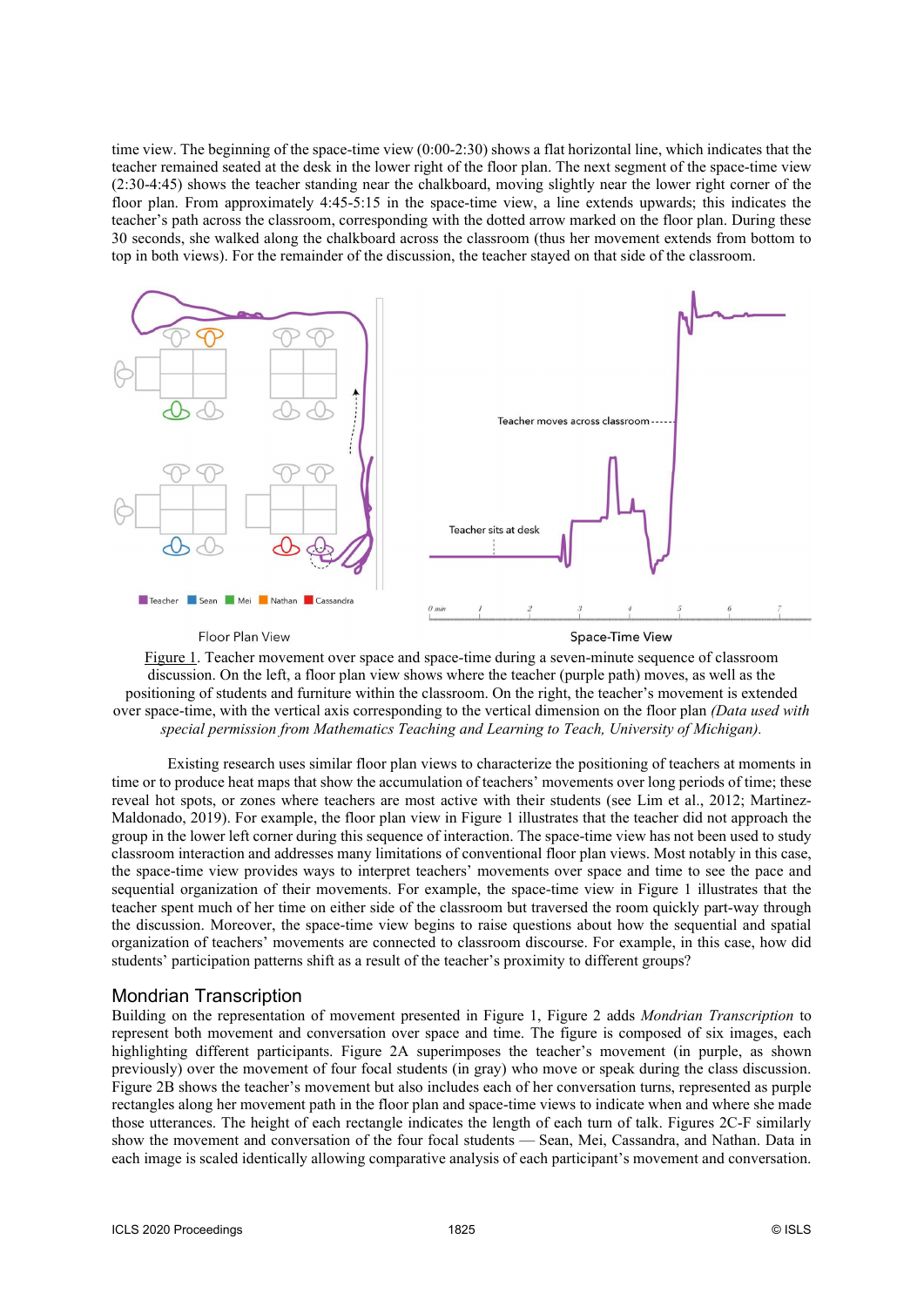time view. The beginning of the space-time view (0:00-2:30) shows a flat horizontal line, which indicates that the teacher remained seated at the desk in the lower right of the floor plan. The next segment of the space-time view (2:30-4:45) shows the teacher standing near the chalkboard, moving slightly near the lower right corner of the floor plan. From approximately 4:45-5:15 in the space-time view, a line extends upwards; this indicates the teacher's path across the classroom, corresponding with the dotted arrow marked on the floor plan. During these 30 seconds, she walked along the chalkboard across the classroom (thus her movement extends from bottom to top in both views). For the remainder of the discussion, the teacher stayed on that side of the classroom.

Figure 1. Teacher movement over space and space-time during a seven-minute sequence of classroom discussion. On the left, a floor plan view shows where the teacher (purple path) moves, as well as the positioning of students and furniture within the classroom. On the right, the teacher's movement is extended over space-time, with the vertical axis corresponding to the vertical dimension on the floor plan *(Data used with special permission from Mathematics Teaching and Learning to Teach, University of Michigan)*.

Existing research uses similar floor plan views to characterize the positioning of teachers at moments in time or to produce heat maps that show the accumulation of teachers' movements over long periods of time; these reveal hot spots, or zones where teachers are most active with their students (see Lim et al., 2012; Martinez-Maldonado, 2019). For example, the floor plan view in Figure 1 illustrates that the teacher did not approach the group in the lower left corner during this sequence of interaction. The space-time view has not been used to study classroom interaction and addresses many limitations of conventional floor plan views. Most notably in this case, the space-time view provides ways to interpret teachers' movements over space and time to see the pace and sequential organization of their movements. For example, the space-time view in Figure 1 illustrates that the teacher spent much of her time on either side of the classroom but traversed the room quickly part-way through the discussion. Moreover, the space-time view begins to raise questions about how the sequential and spatial organization of teachers' movements are connected to classroom discourse. For example, in this case, how did students' participation patterns shift as a result of the teacher's proximity to different groups?

## Mondrian Transcription

Building on the representation of movement presented in Figure 1, Figure 2 adds *Mondrian Transcription* to represent both movement and conversation over space and time. The figure is composed of six images, each highlighting different participants. Figure 2A superimposes the teacher's movement (in purple, as shown previously) over the movement of four focal students (in gray) who move or speak during the class discussion. Figure 2B shows the teacher's movement but also includes each of her conversation turns, represented as purple rectangles along her movement path in the floor plan and space-time views to indicate when and where she made those utterances. The height of each rectangle indicates the length of each turn of talk. Figures 2C-F similarly show the movement and conversation of the four focal students — Sean, Mei, Cassandra, and Nathan. Data in each image is scaled identically allowing comparative analysis of each participant's movement and conversation.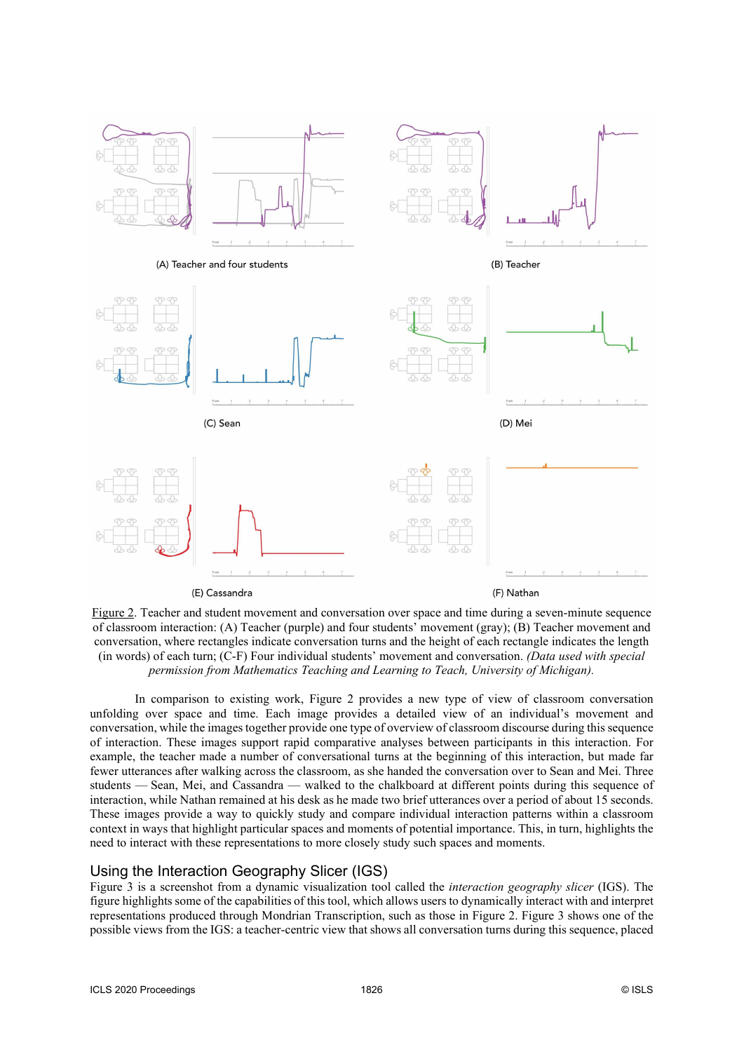(A) Teacher and four students

(B) Teacher

(C) Sean

(D) Mei

(E) Cassandra

(F) Nathan

Figure 2. Teacher and student movement and conversation over space and time during a seven-minute sequence of classroom interaction: (A) Teacher (purple) and four students' movement (gray); (B) Teacher movement and conversation, where rectangles indicate conversation turns and the height of each rectangle indicates the length (in words) of each turn; (C-F) Four individual students' movement and conversation. *(Data used with special permission from Mathematics Teaching and Learning to Teach, University of Michigan).*

In comparison to existing work, Figure 2 provides a new type of view of classroom conversation unfolding over space and time. Each image provides a detailed view of an individual's movement and conversation, while the images together provide one type of overview of classroom discourse during this sequence of interaction. These images support rapid comparative analyses between participants in this interaction. For example, the teacher made a number of conversational turns at the beginning of this interaction, but made far fewer utterances after walking across the classroom, as she handed the conversation over to Sean and Mei. Three students — Sean, Mei, and Cassandra — walked to the chalkboard at different points during this sequence of interaction, while Nathan remained at his desk as he made two brief utterances over a period of about 15 seconds. These images provide a way to quickly study and compare individual interaction patterns within a classroom context in ways that highlight particular spaces and moments of potential importance. This, in turn, highlights the need to interact with these representations to more closely study such spaces and moments.

## Using the Interaction Geography Slicer (IGS)

Figure 3 is a screenshot from a dynamic visualization tool called the *interaction geography slicer* (IGS). The figure highlights some of the capabilities of this tool, which allows users to dynamically interact with and interpret representations produced through Mondrian Transcription, such as those in Figure 2. Figure 3 shows one of the possible views from the IGS: a teacher-centric view that shows all conversation turns during this sequence, placed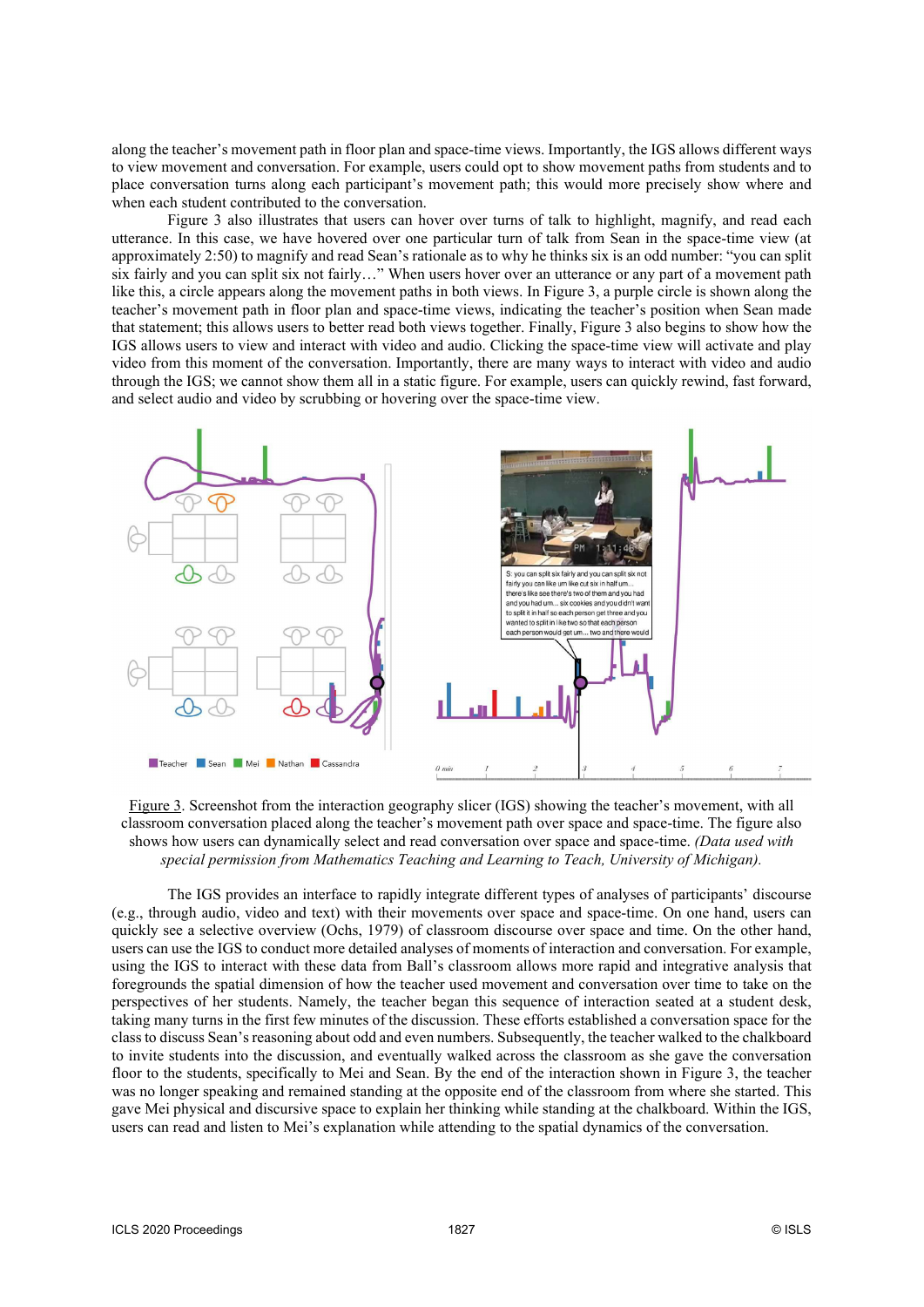along the teacher's movement path in floor plan and space-time views. Importantly, the IGS allows different ways to view movement and conversation. For example, users could opt to show movement paths from students and to place conversation turns along each participant's movement path; this would more precisely show where and when each student contributed to the conversation.

Figure 3 also illustrates that users can hover over turns of talk to highlight, magnify, and read each utterance. In this case, we have hovered over one particular turn of talk from Sean in the space-time view (at approximately 2:50) to magnify and read Sean's rationale as to why he thinks six is an odd number: "you can split six fairly and you can split six not fairly…" When users hover over an utterance or any part of a movement path like this, a circle appears along the movement paths in both views. In Figure 3, a purple circle is shown along the teacher's movement path in floor plan and space-time views, indicating the teacher's position when Sean made that statement; this allows users to better read both views together. Finally, Figure 3 also begins to show how the IGS allows users to view and interact with video and audio. Clicking the space-time view will activate and play video from this moment of the conversation. Importantly, there are many ways to interact with video and audio through the IGS; we cannot show them all in a static figure. For example, users can quickly rewind, fast forward, and select audio and video by scrubbing or hovering over the space-time view.

Figure 3. Screenshot from the interaction geography slicer (IGS) showing the teacher's movement, with all classroom conversation placed along the teacher's movement path over space and space-time. The figure also shows how users can dynamically select and read conversation over space and space-time. *(Data used with special permission from Mathematics Teaching and Learning to Teach, University of Michigan).*

The IGS provides an interface to rapidly integrate different types of analyses of participants' discourse (e.g., through audio, video and text) with their movements over space and space-time. On one hand, users can quickly see a selective overview (Ochs, 1979) of classroom discourse over space and time. On the other hand, users can use the IGS to conduct more detailed analyses of moments of interaction and conversation. For example, using the IGS to interact with these data from Ball's classroom allows more rapid and integrative analysis that foregrounds the spatial dimension of how the teacher used movement and conversation over time to take on the perspectives of her students. Namely, the teacher began this sequence of interaction seated at a student desk, taking many turns in the first few minutes of the discussion. These efforts established a conversation space for the class to discuss Sean's reasoning about odd and even numbers. Subsequently, the teacher walked to the chalkboard to invite students into the discussion, and eventually walked across the classroom as she gave the conversation floor to the students, specifically to Mei and Sean. By the end of the interaction shown in Figure 3, the teacher was no longer speaking and remained standing at the opposite end of the classroom from where she started. This gave Mei physical and discursive space to explain her thinking while standing at the chalkboard. Within the IGS, users can read and listen to Mei's explanation while attending to the spatial dynamics of the conversation.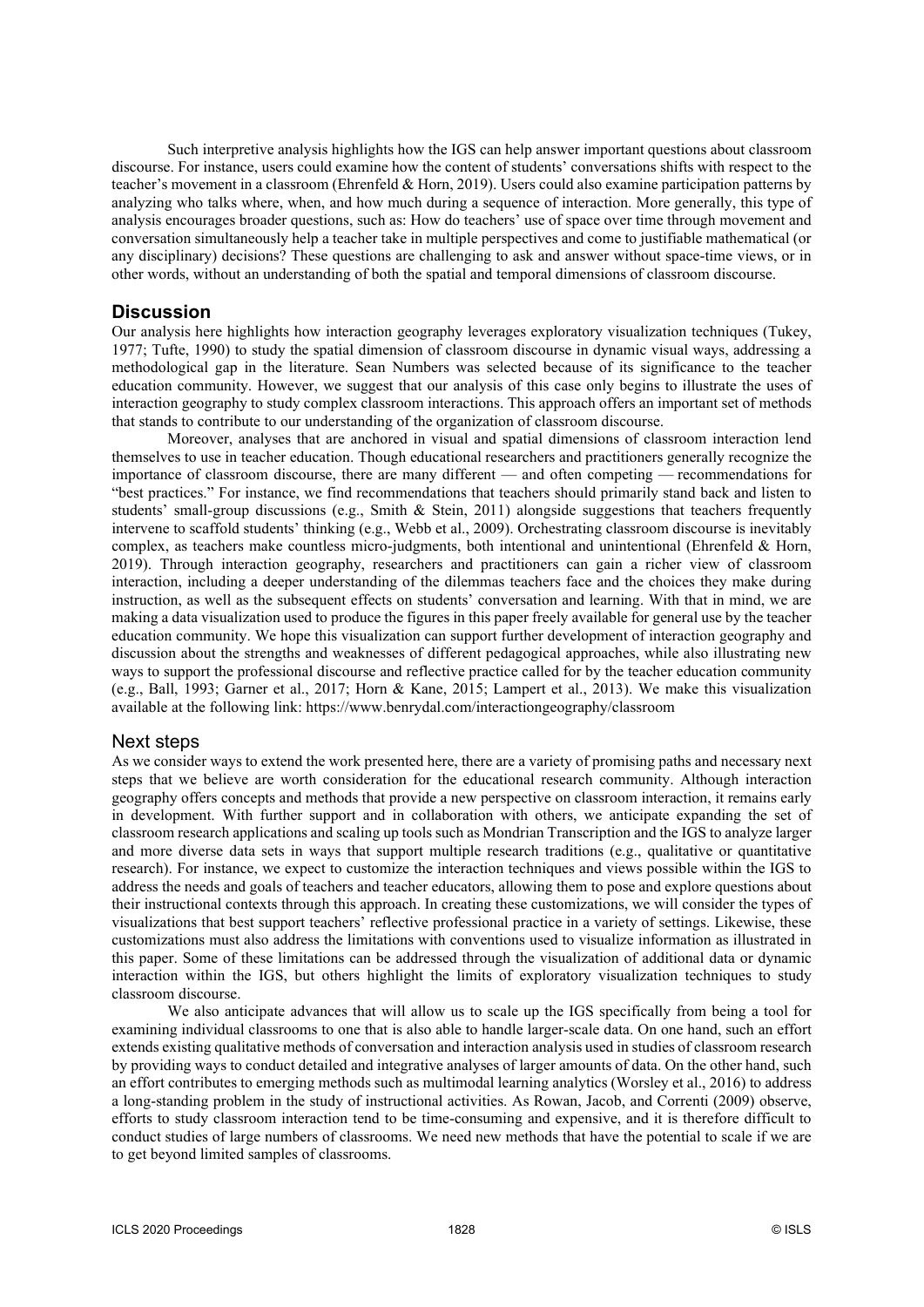Such interpretive analysis highlights how the IGS can help answer important questions about classroom discourse. For instance, users could examine how the content of students' conversations shifts with respect to the teacher's movement in a classroom (Ehrenfeld & Horn, 2019). Users could also examine participation patterns by analyzing who talks where, when, and how much during a sequence of interaction. More generally, this type of analysis encourages broader questions, such as: How do teachers' use of space over time through movement and conversation simultaneously help a teacher take in multiple perspectives and come to justifiable mathematical (or any disciplinary) decisions? These questions are challenging to ask and answer without space-time views, or in other words, without an understanding of both the spatial and temporal dimensions of classroom discourse.

## Discussion

Our analysis here highlights how interaction geography leverages exploratory visualization techniques (Tukey, 1977; Tufte, 1990) to study the spatial dimension of classroom discourse in dynamic visual ways, addressing a methodological gap in the literature. Sean Numbers was selected because of its significance to the teacher education community. However, we suggest that our analysis of this case only begins to illustrate the uses of interaction geography to study complex classroom interactions. This approach offers an important set of methods that stands to contribute to our understanding of the organization of classroom discourse.

Moreover, analyses that are anchored in visual and spatial dimensions of classroom interaction lend themselves to use in teacher education. Though educational researchers and practitioners generally recognize the importance of classroom discourse, there are many different — and often competing — recommendations for "best practices." For instance, we find recommendations that teachers should primarily stand back and listen to students' small-group discussions (e.g., Smith & Stein, 2011) alongside suggestions that teachers frequently intervene to scaffold students' thinking (e.g., Webb et al., 2009). Orchestrating classroom discourse is inevitably complex, as teachers make countless micro-judgments, both intentional and unintentional (Ehrenfeld & Horn, 2019). Through interaction geography, researchers and practitioners can gain a richer view of classroom interaction, including a deeper understanding of the dilemmas teachers face and the choices they make during instruction, as well as the subsequent effects on students' conversation and learning. With that in mind, we are making a data visualization used to produce the figures in this paper freely available for general use by the teacher education community. We hope this visualization can support further development of interaction geography and discussion about the strengths and weaknesses of different pedagogical approaches, while also illustrating new ways to support the professional discourse and reflective practice called for by the teacher education community (e.g., Ball, 1993; Garner et al., 2017; Horn & Kane, 2015; Lampert et al., 2013). We make this visualization available at the following link: https://www.benrydal.com/interactiongeography/classroom

## Next steps

As we consider ways to extend the work presented here, there are a variety of promising paths and necessary next steps that we believe are worth consideration for the educational research community. Although interaction geography offers concepts and methods that provide a new perspective on classroom interaction, it remains early in development. With further support and in collaboration with others, we anticipate expanding the set of classroom research applications and scaling up tools such as Mondrian Transcription and the IGS to analyze larger and more diverse data sets in ways that support multiple research traditions (e.g., qualitative or quantitative research). For instance, we expect to customize the interaction techniques and views possible within the IGS to address the needs and goals of teachers and teacher educators, allowing them to pose and explore questions about their instructional contexts through this approach. In creating these customizations, we will consider the types of visualizations that best support teachers' reflective professional practice in a variety of settings. Likewise, these customizations must also address the limitations with conventions used to visualize information as illustrated in this paper. Some of these limitations can be addressed through the visualization of additional data or dynamic interaction within the IGS, but others highlight the limits of exploratory visualization techniques to study classroom discourse.

We also anticipate advances that will allow us to scale up the IGS specifically from being a tool for examining individual classrooms to one that is also able to handle larger-scale data. On one hand, such an effort extends existing qualitative methods of conversation and interaction analysis used in studies of classroom research by providing ways to conduct detailed and integrative analyses of larger amounts of data. On the other hand, such an effort contributes to emerging methods such as multimodal learning analytics (Worsley et al., 2016) to address a long-standing problem in the study of instructional activities. As Rowan, Jacob, and Correnti (2009) observe, efforts to study classroom interaction tend to be time-consuming and expensive, and it is therefore difficult to conduct studies of large numbers of classrooms. We need new methods that have the potential to scale if we are to get beyond limited samples of classrooms.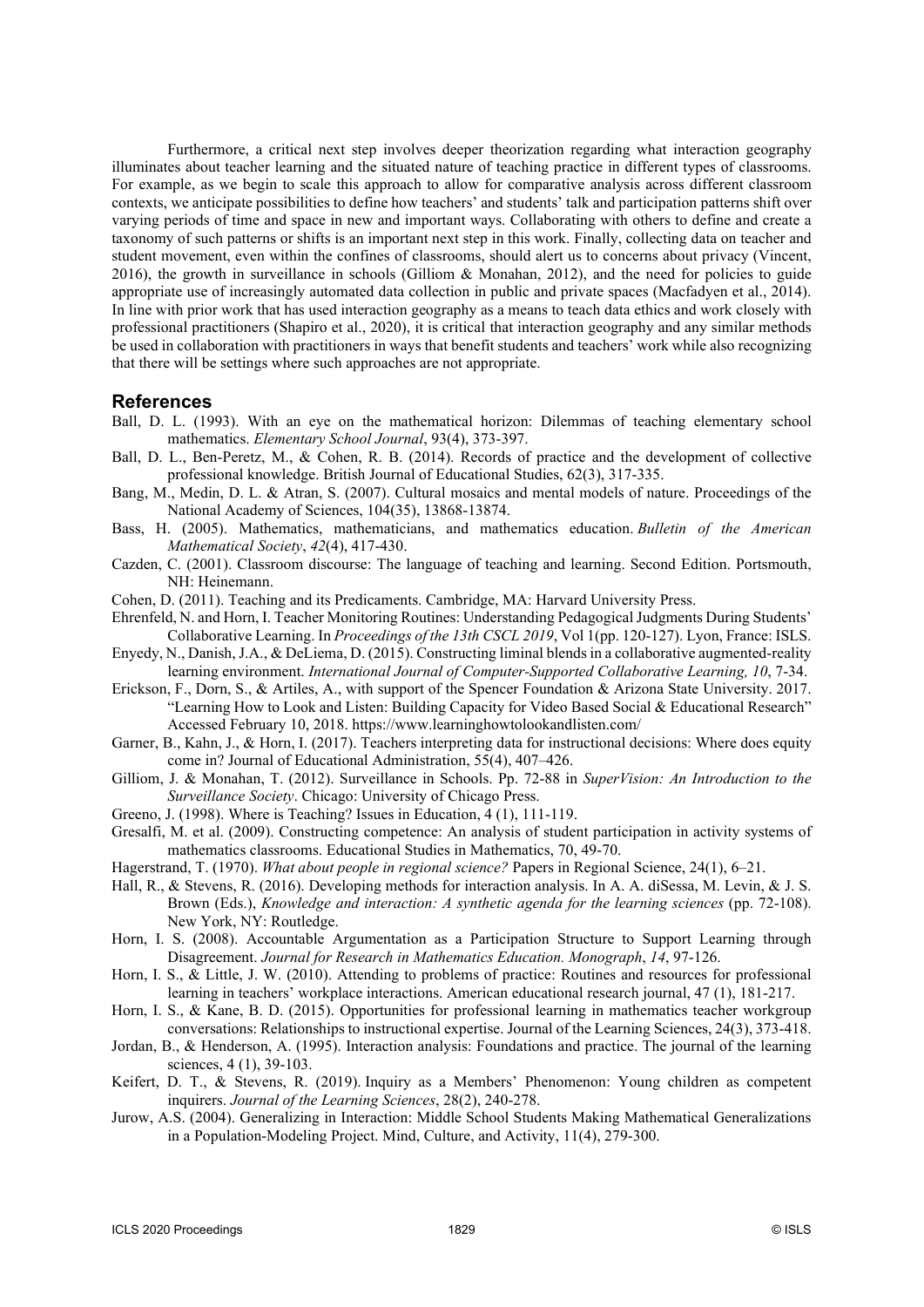Furthermore, a critical next step involves deeper theorization regarding what interaction geography illuminates about teacher learning and the situated nature of teaching practice in different types of classrooms. For example, as we begin to scale this approach to allow for comparative analysis across different classroom contexts, we anticipate possibilities to define how teachers' and students' talk and participation patterns shift over varying periods of time and space in new and important ways. Collaborating with others to define and create a taxonomy of such patterns or shifts is an important next step in this work. Finally, collecting data on teacher and student movement, even within the confines of classrooms, should alert us to concerns about privacy (Vincent, 2016), the growth in surveillance in schools (Gilliom & Monahan, 2012), and the need for policies to guide appropriate use of increasingly automated data collection in public and private spaces (Macfadyen et al., 2014). In line with prior work that has used interaction geography as a means to teach data ethics and work closely with professional practitioners (Shapiro et al., 2020), it is critical that interaction geography and any similar methods be used in collaboration with practitioners in ways that benefit students and teachers' work while also recognizing that there will be settings where such approaches are not appropriate.

## References

Ball, D. L. (1993). With an eye on the mathematical horizon: Dilemmas of teaching elementary school mathematics. *Elementary School Journal*, 93(4), 373-397.

Ball, D. L., Ben-Peretz, M., & Cohen, R. B. (2014). Records of practice and the development of collective professional knowledge. British Journal of Educational Studies, 62(3), 317-335.

Bang, M., Medin, D. L. & Atran, S. (2007). Cultural mosaics and mental models of nature. Proceedings of the National Academy of Sciences, 104(35), 13868-13874.

Bass, H. (2005). Mathematics, mathematicians, and mathematics education. *Bulletin of the American Mathematical Society*, *42*(4), 417-430.

Cazden, C. (2001). Classroom discourse: The language of teaching and learning. Second Edition. Portsmouth, NH: Heinemann.

Cohen, D. (2011). Teaching and its Predicaments. Cambridge, MA: Harvard University Press.

Ehrenfeld, N. and Horn, I. Teacher Monitoring Routines: Understanding Pedagogical Judgments During Students' Collaborative Learning. In *Proceedings of the 13th CSCL 2019*, Vol 1(pp. 120-127). Lyon, France: ISLS.

Enyedy, N., Danish, J.A., & DeLiema, D. (2015). Constructing liminal blends in a collaborative augmented-reality learning environment. *International Journal of Computer-Supported Collaborative Learning, 10*, 7-34.

Erickson, F., Dorn, S., & Artiles, A., with support of the Spencer Foundation & Arizona State University. 2017. "Learning How to Look and Listen: Building Capacity for Video Based Social & Educational Research" Accessed February 10, 2018. https://www.learninghowtolookandlisten.com/

Garner, B., Kahn, J., & Horn, I. (2017). Teachers interpreting data for instructional decisions: Where does equity come in? Journal of Educational Administration, 55(4), 407–426.

Gilliom, J. & Monahan, T. (2012). Surveillance in Schools. Pp. 72-88 in *SuperVision: An Introduction to the Surveillance Society*. Chicago: University of Chicago Press.

Greeno, J. (1998). Where is Teaching? Issues in Education, 4 (1), 111-119.

Gresalfi, M. et al. (2009). Constructing competence: An analysis of student participation in activity systems of mathematics classrooms. Educational Studies in Mathematics, 70, 49-70.

Hagerstrand, T. (1970). *What about people in regional science?* Papers in Regional Science, 24(1), 6–21.

Hall, R., & Stevens, R. (2016). Developing methods for interaction analysis. In A. A. diSessa, M. Levin, & J. S. Brown (Eds.), *Knowledge and interaction: A synthetic agenda for the learning sciences* (pp. 72-108). New York, NY: Routledge.

Horn, I. S. (2008). Accountable Argumentation as a Participation Structure to Support Learning through Disagreement. *Journal for Research in Mathematics Education. Monograph*, *14*, 97-126.

Horn, I. S., & Little, J. W. (2010). Attending to problems of practice: Routines and resources for professional learning in teachers' workplace interactions. American educational research journal, 47 (1), 181-217.

Horn, I. S., & Kane, B. D. (2015). Opportunities for professional learning in mathematics teacher workgroup conversations: Relationships to instructional expertise. Journal of the Learning Sciences, 24(3), 373-418.

Jordan, B., & Henderson, A. (1995). Interaction analysis: Foundations and practice. The journal of the learning sciences, 4 (1), 39-103.

Keifert, D. T., & Stevens, R. (2019). Inquiry as a Members' Phenomenon: Young children as competent inquirers. *Journal of the Learning Sciences*, 28(2), 240-278.

Jurow, A.S. (2004). Generalizing in Interaction: Middle School Students Making Mathematical Generalizations in a Population-Modeling Project. Mind, Culture, and Activity, 11(4), 279-300.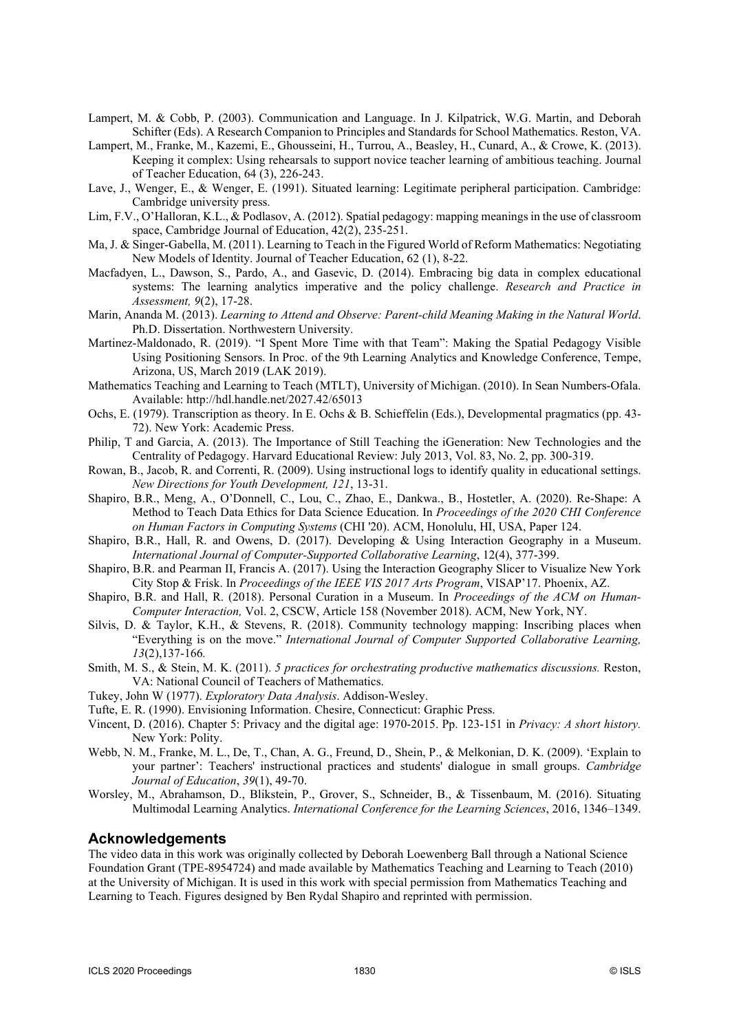Lampert, M. & Cobb, P. (2003). Communication and Language. In J. Kilpatrick, W.G. Martin, and Deborah Schifter (Eds). A Research Companion to Principles and Standards for School Mathematics. Reston, VA.

Lampert, M., Franke, M., Kazemi, E., Ghousseini, H., Turrou, A., Beasley, H., Cunard, A., & Crowe, K. (2013). Keeping it complex: Using rehearsals to support novice teacher learning of ambitious teaching. Journal of Teacher Education, 64 (3), 226-243.

Lave, J., Wenger, E., & Wenger, E. (1991). Situated learning: Legitimate peripheral participation. Cambridge: Cambridge university press.

Lim, F.V., O'Halloran, K.L., & Podlasov, A. (2012). Spatial pedagogy: mapping meanings in the use of classroom space, Cambridge Journal of Education, 42(2), 235-251.

Ma, J. & Singer-Gabella, M. (2011). Learning to Teach in the Figured World of Reform Mathematics: Negotiating New Models of Identity. Journal of Teacher Education, 62 (1), 8-22.

Macfadyen, L., Dawson, S., Pardo, A., and Gasevic, D. (2014). Embracing big data in complex educational systems: The learning analytics imperative and the policy challenge. *Research and Practice in Assessment, 9*(2), 17-28.

Marin, Ananda M. (2013). *Learning to Attend and Observe: Parent-child Meaning Making in the Natural World*. Ph.D. Dissertation. Northwestern University.

Martinez-Maldonado, R. (2019). "I Spent More Time with that Team": Making the Spatial Pedagogy Visible Using Positioning Sensors. In Proc. of the 9th Learning Analytics and Knowledge Conference, Tempe, Arizona, US, March 2019 (LAK 2019).

Mathematics Teaching and Learning to Teach (MTLT), University of Michigan. (2010). In Sean Numbers-Ofala. Available: http://hdl.handle.net/2027.42/65013

Ochs, E. (1979). Transcription as theory. In E. Ochs & B. Schieffelin (Eds.), Developmental pragmatics (pp. 43-72). New York: Academic Press.

Philip, T and Garcia, A. (2013). The Importance of Still Teaching the iGeneration: New Technologies and the Centrality of Pedagogy. Harvard Educational Review: July 2013, Vol. 83, No. 2, pp. 300-319.

Rowan, B., Jacob, R. and Correnti, R. (2009). Using instructional logs to identify quality in educational settings. *New Directions for Youth Development, 121*, 13-31.

Shapiro, B.R., Meng, A., O'Donnell, C., Lou, C., Zhao, E., Dankwa., B., Hostetler, A. (2020). Re-Shape: A Method to Teach Data Ethics for Data Science Education. In *Proceedings of the 2020 CHI Conference on Human Factors in Computing Systems* (CHI '20). ACM, Honolulu, HI, USA, Paper 124.

Shapiro, B.R., Hall, R. and Owens, D. (2017). Developing & Using Interaction Geography in a Museum. *International Journal of Computer-Supported Collaborative Learning*, 12(4), 377-399.

Shapiro, B.R. and Pearman II, Francis A. (2017). Using the Interaction Geography Slicer to Visualize New York City Stop & Frisk. In *Proceedings of the IEEE VIS 2017 Arts Program*, VISAP'17. Phoenix, AZ.

Shapiro, B.R. and Hall, R. (2018). Personal Curation in a Museum. In *Proceedings of the ACM on Human-Computer Interaction,* Vol. 2, CSCW, Article 158 (November 2018). ACM, New York, NY.

Silvis, D. & Taylor, K.H., & Stevens, R. (2018). Community technology mapping: Inscribing places when "Everything is on the move." *International Journal of Computer Supported Collaborative Learning, 13*(2),137-166.

Smith, M. S., & Stein, M. K. (2011). *5 practices for orchestrating productive mathematics discussions.* Reston, VA: National Council of Teachers of Mathematics.

Tukey, John W (1977). *Exploratory Data Analysis*. Addison-Wesley.

Tufte, E. R. (1990). Envisioning Information. Chesire, Connecticut: Graphic Press.

Vincent, D. (2016). Chapter 5: Privacy and the digital age: 1970-2015. Pp. 123-151 in *Privacy: A short history.* New York: Polity.

Webb, N. M., Franke, M. L., De, T., Chan, A. G., Freund, D., Shein, P., & Melkonian, D. K. (2009). 'Explain to your partner': Teachers' instructional practices and students' dialogue in small groups. *Cambridge Journal of Education*, *39*(1), 49-70.

Worsley, M., Abrahamson, D., Blikstein, P., Grover, S., Schneider, B., & Tissenbaum, M. (2016). Situating Multimodal Learning Analytics. *International Conference for the Learning Sciences*, 2016, 1346–1349.

## Acknowledgements

The video data in this work was originally collected by Deborah Loewenberg Ball through a National Science Foundation Grant (TPE-8954724) and made available by Mathematics Teaching and Learning to Teach (2010) at the University of Michigan. It is used in this work with special permission from Mathematics Teaching and Learning to Teach. Figures designed by Ben Rydal Shapiro and reprinted with permission.